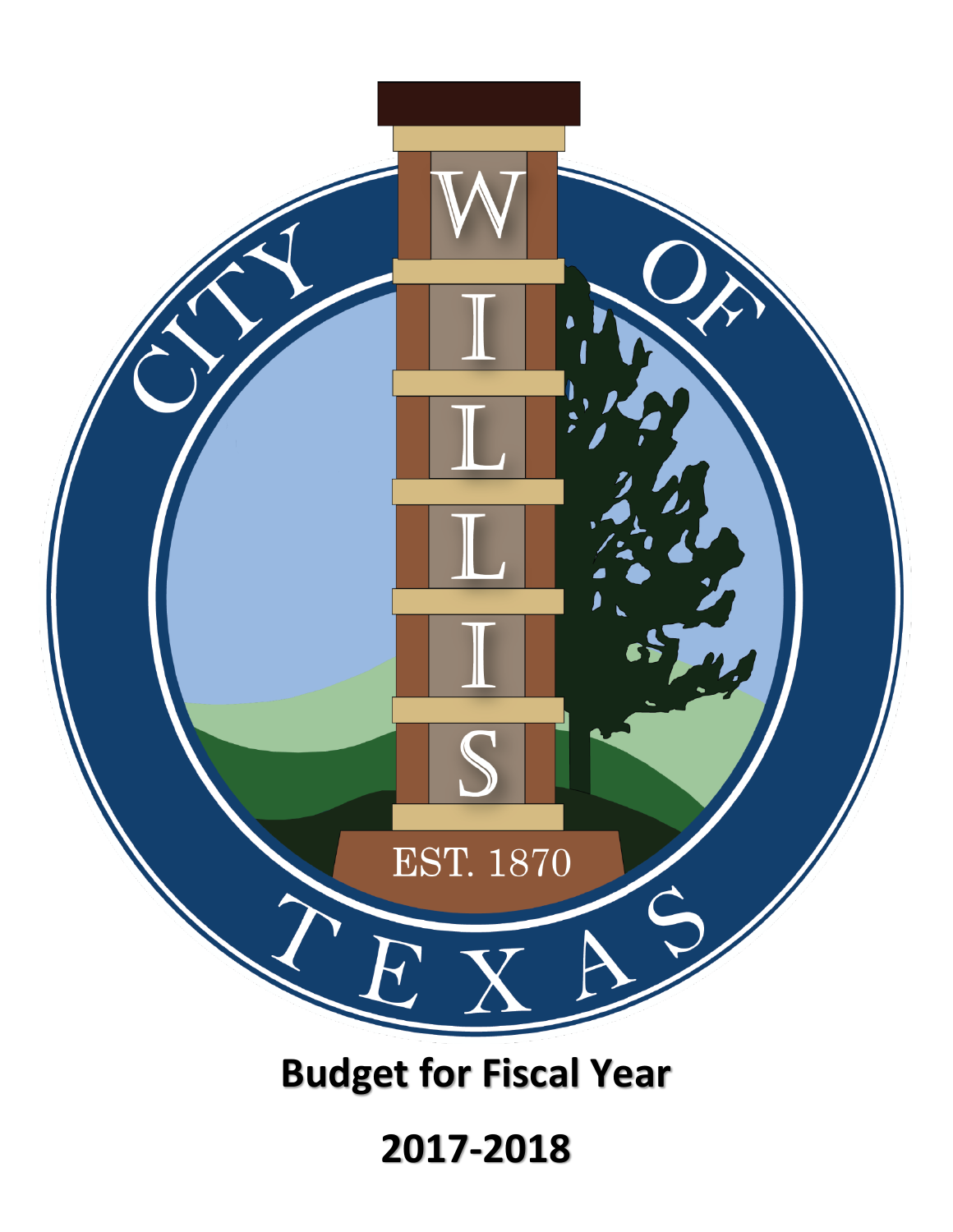# Budget for Fiscal Year

# 2017-2018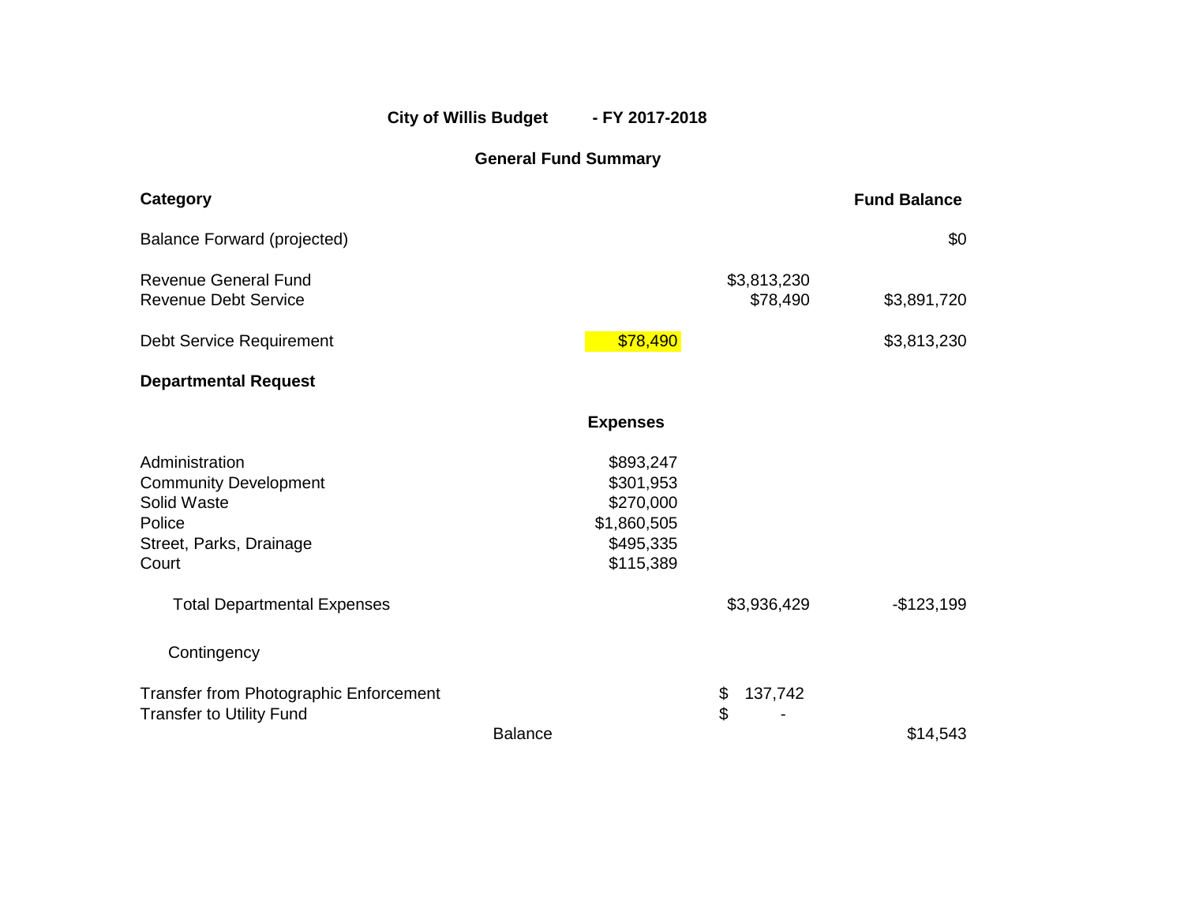**City of Willis Budget - FY 2017-2018**

**General Fund Summary**

| **Category** | | | **Fund Balance** |
|---|---|---|---|
| Balance Forward (projected) | | | $0 |
| Revenue General Fund | | $3,813,230 | |
| Revenue Debt Service | | $78,490 | $3,891,720 |
| Debt Service Requirement | $78,490 | | $3,813,230 |
| **Departmental Request** | | | |
| | **Expenses** | | |
| Administration | $893,247 | | |
| Community Development | $301,953 | | |
| Solid Waste | $270,000 | | |
| Police | $1,860,505 | | |
| Street, Parks, Drainage | $495,335 | | |
| Court | $115,389 | | |
| Total Departmental Expenses | | $3,936,429 | -$123,199 |
| Contingency | | | |
| Transfer from Photographic Enforcement | | $ 137,742 | |
| Transfer to Utility Fund | | $ - | |
| Balance | | | $14,543 |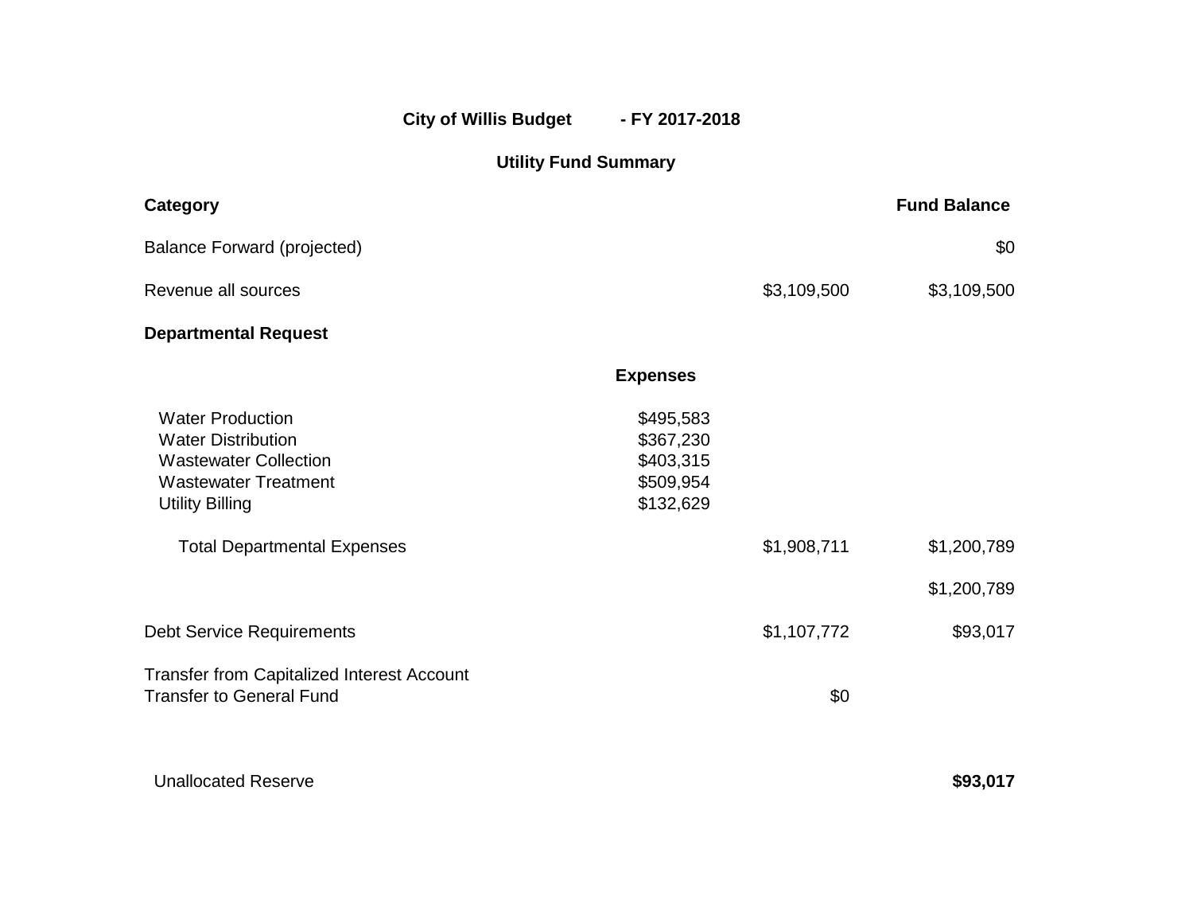## City of Willis Budget - FY 2017-2018

### Utility Fund Summary

| Category | Expenses | | Fund Balance |
|---|---|---|---|
| Balance Forward (projected) | | | $0 |
| Revenue all sources | | $3,109,500 | $3,109,500 |
| **Departmental Request** | | | |
| Water Production | $495,583 | | |
| Water Distribution | $367,230 | | |
| Wastewater Collection | $403,315 | | |
| Wastewater Treatment | $509,954 | | |
| Utility Billing | $132,629 | | |
| Total Departmental Expenses | | $1,908,711 | $1,200,789 |
| | | | $1,200,789 |
| Debt Service Requirements | | $1,107,772 | $93,017 |
| Transfer from Capitalized Interest Account | | | |
| Transfer to General Fund | | $0 | |
| Unallocated Reserve | | | **$93,017** |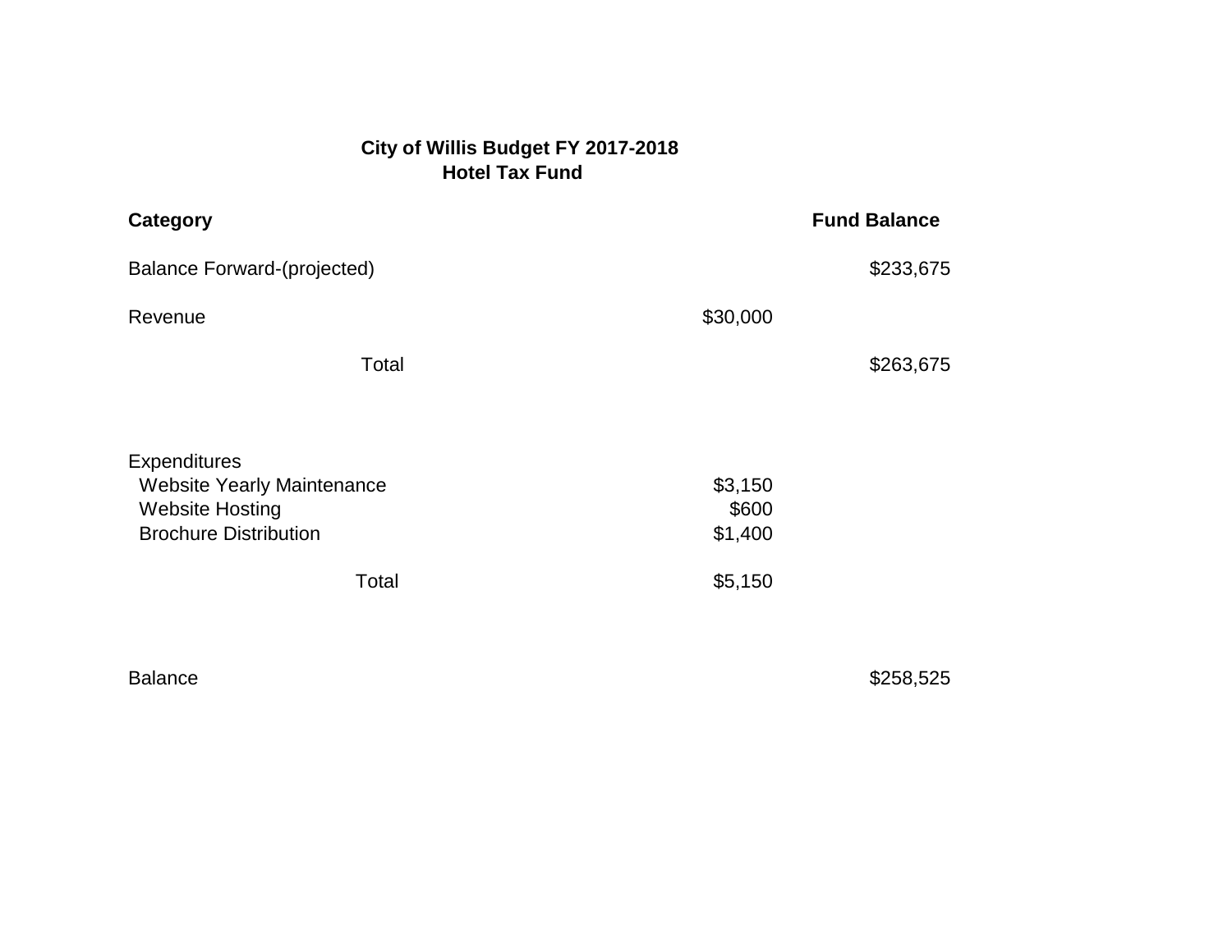**City of Willis Budget FY 2017-2018**
**Hotel Tax Fund**

| **Category** | | **Fund Balance** |
| --- | --- | --- |
| Balance Forward-(projected) | | $233,675 |
| Revenue | $30,000 | |
| Total | | $263,675 |
| | | |
| Expenditures | | |
| Website Yearly Maintenance | $3,150 | |
| Website Hosting | $600 | |
| Brochure Distribution | $1,400 | |
| Total | $5,150 | |
| | | |
| Balance | | $258,525 |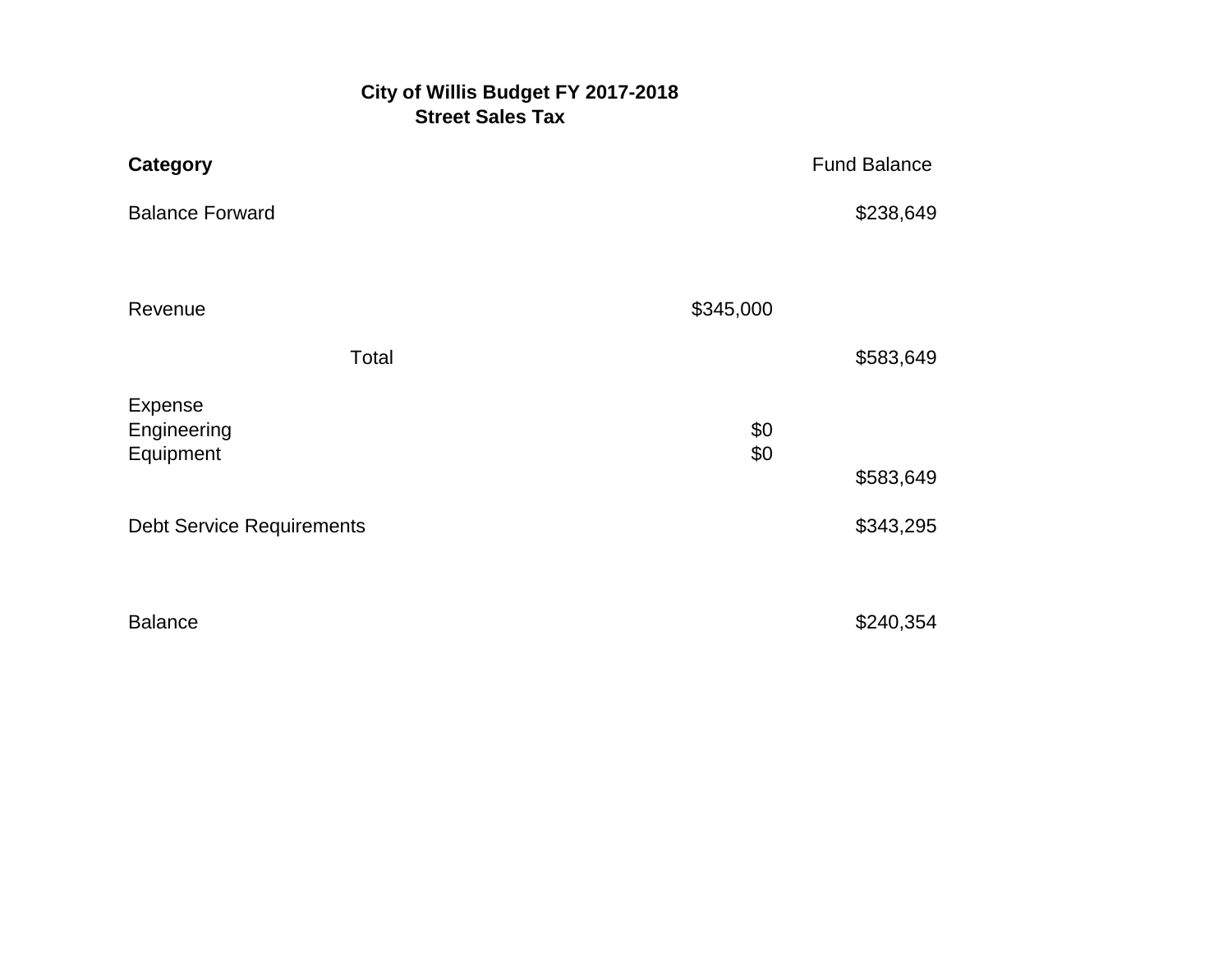# City of Willis Budget FY 2017-2018
## Street Sales Tax

| **Category** | | Fund Balance |
|---|---|---|
| Balance Forward | | $238,649 |
| | | |
| Revenue | $345,000 | |
| Total | | $583,649 |
| | | |
| Expense | | |
| Engineering | $0 | |
| Equipment | $0 | |
| | | $583,649 |
| | | |
| Debt Service Requirements | | $343,295 |
| | | |
| Balance | | $240,354 |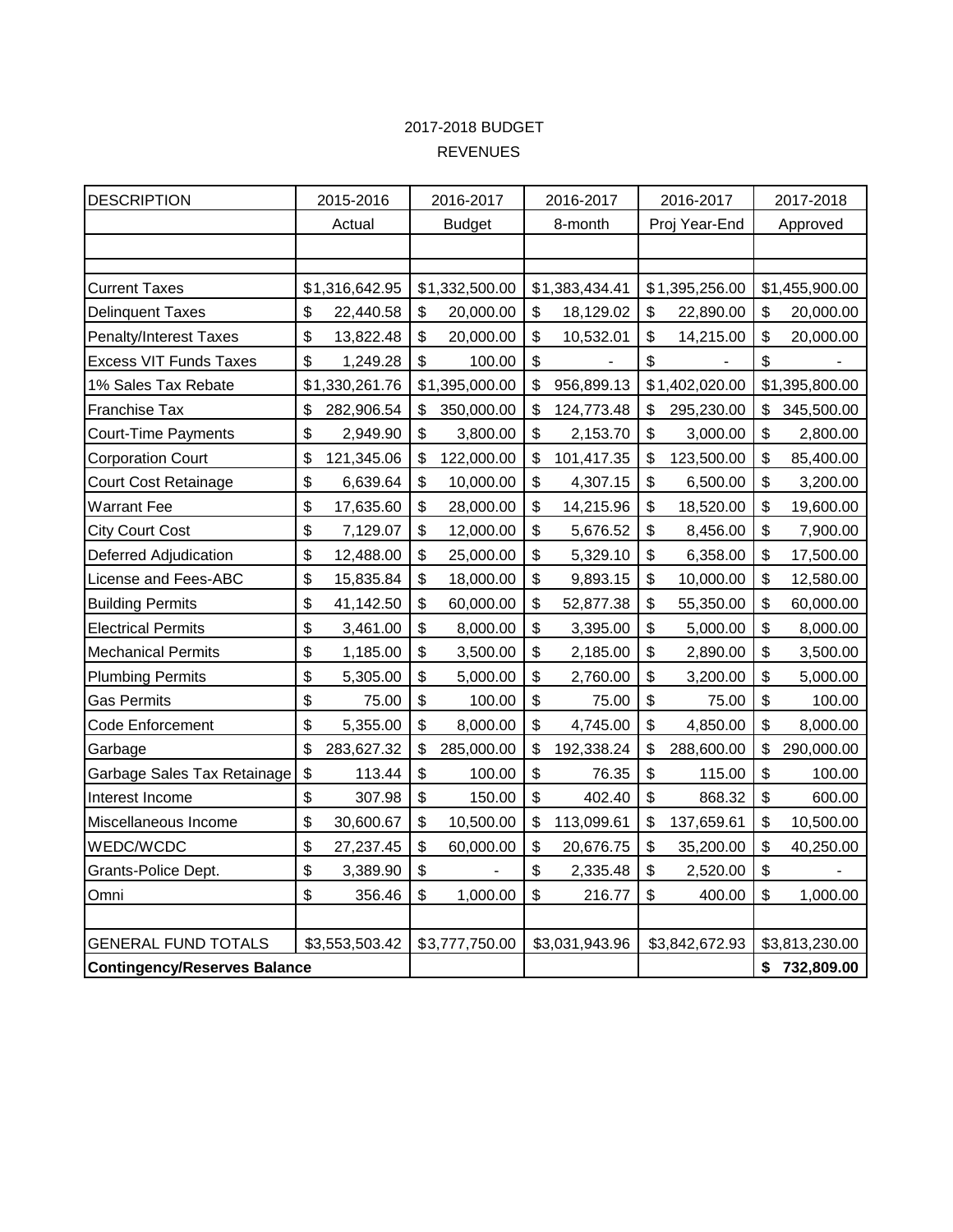# 2017-2018 BUDGET

## REVENUES

| DESCRIPTION | 2015-2016 | 2016-2017 | 2016-2017 | 2016-2017 | 2017-2018 |
|---|---|---|---|---|---|
| | Actual | Budget | 8-month | Proj Year-End | Approved |
| | | | | | |
| | | | | | |
| Current Taxes | $1,316,642.95 | $1,332,500.00 | $1,383,434.41 | $1,395,256.00 | $1,455,900.00 |
| Delinquent Taxes | $ 22,440.58 | $ 20,000.00 | $ 18,129.02 | $ 22,890.00 | $ 20,000.00 |
| Penalty/Interest Taxes | $ 13,822.48 | $ 20,000.00 | $ 10,532.01 | $ 14,215.00 | $ 20,000.00 |
| Excess VIT Funds Taxes | $ 1,249.28 | $ 100.00 | $ - | $ - | $ - |
| 1% Sales Tax Rebate | $1,330,261.76 | $1,395,000.00 | $ 956,899.13 | $1,402,020.00 | $1,395,800.00 |
| Franchise Tax | $ 282,906.54 | $ 350,000.00 | $ 124,773.48 | $ 295,230.00 | $ 345,500.00 |
| Court-Time Payments | $ 2,949.90 | $ 3,800.00 | $ 2,153.70 | $ 3,000.00 | $ 2,800.00 |
| Corporation Court | $ 121,345.06 | $ 122,000.00 | $ 101,417.35 | $ 123,500.00 | $ 85,400.00 |
| Court Cost Retainage | $ 6,639.64 | $ 10,000.00 | $ 4,307.15 | $ 6,500.00 | $ 3,200.00 |
| Warrant Fee | $ 17,635.60 | $ 28,000.00 | $ 14,215.96 | $ 18,520.00 | $ 19,600.00 |
| City Court Cost | $ 7,129.07 | $ 12,000.00 | $ 5,676.52 | $ 8,456.00 | $ 7,900.00 |
| Deferred Adjudication | $ 12,488.00 | $ 25,000.00 | $ 5,329.10 | $ 6,358.00 | $ 17,500.00 |
| License and Fees-ABC | $ 15,835.84 | $ 18,000.00 | $ 9,893.15 | $ 10,000.00 | $ 12,580.00 |
| Building Permits | $ 41,142.50 | $ 60,000.00 | $ 52,877.38 | $ 55,350.00 | $ 60,000.00 |
| Electrical Permits | $ 3,461.00 | $ 8,000.00 | $ 3,395.00 | $ 5,000.00 | $ 8,000.00 |
| Mechanical Permits | $ 1,185.00 | $ 3,500.00 | $ 2,185.00 | $ 2,890.00 | $ 3,500.00 |
| Plumbing Permits | $ 5,305.00 | $ 5,000.00 | $ 2,760.00 | $ 3,200.00 | $ 5,000.00 |
| Gas Permits | $ 75.00 | $ 100.00 | $ 75.00 | $ 75.00 | $ 100.00 |
| Code Enforcement | $ 5,355.00 | $ 8,000.00 | $ 4,745.00 | $ 4,850.00 | $ 8,000.00 |
| Garbage | $ 283,627.32 | $ 285,000.00 | $ 192,338.24 | $ 288,600.00 | $ 290,000.00 |
| Garbage Sales Tax Retainage | $ 113.44 | $ 100.00 | $ 76.35 | $ 115.00 | $ 100.00 |
| Interest Income | $ 307.98 | $ 150.00 | $ 402.40 | $ 868.32 | $ 600.00 |
| Miscellaneous Income | $ 30,600.67 | $ 10,500.00 | $ 113,099.61 | $ 137,659.61 | $ 10,500.00 |
| WEDC/WCDC | $ 27,237.45 | $ 60,000.00 | $ 20,676.75 | $ 35,200.00 | $ 40,250.00 |
| Grants-Police Dept. | $ 3,389.90 | $ - | $ 2,335.48 | $ 2,520.00 | $ - |
| Omni | $ 356.46 | $ 1,000.00 | $ 216.77 | $ 400.00 | $ 1,000.00 |
| | | | | | |
| GENERAL FUND TOTALS | $3,553,503.42 | $3,777,750.00 | $3,031,943.96 | $3,842,672.93 | $3,813,230.00 |
| **Contingency/Reserves Balance** | | | | | **$ 732,809.00** |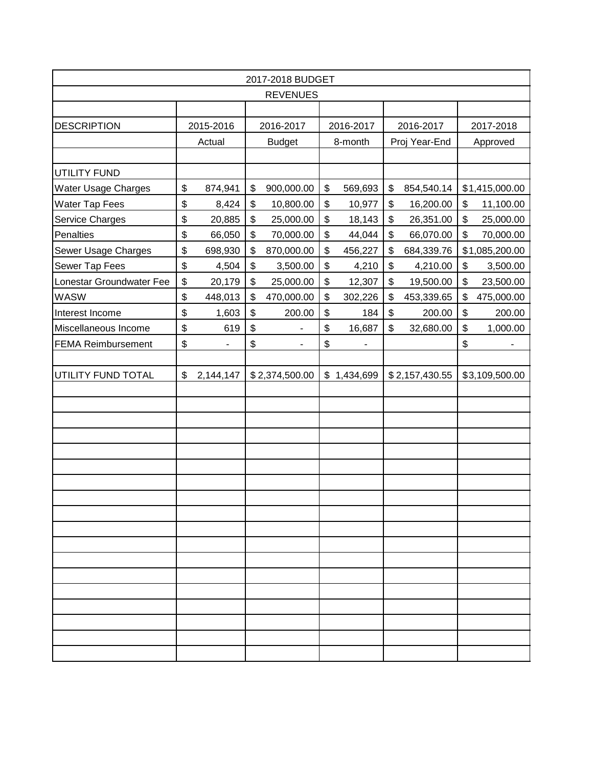| 2017-2018 BUDGET | | | | | |
|---|---|---|---|---|---|
| REVENUES | | | | | |
| DESCRIPTION | 2015-2016 | 2016-2017 | 2016-2017 | 2016-2017 | 2017-2018 |
| | Actual | Budget | 8-month | Proj Year-End | Approved |
| UTILITY FUND | | | | | |
| Water Usage Charges | $ 874,941 | $ 900,000.00 | $ 569,693 | $ 854,540.14 | $1,415,000.00 |
| Water Tap Fees | $ 8,424 | $ 10,800.00 | $ 10,977 | $ 16,200.00 | $ 11,100.00 |
| Service Charges | $ 20,885 | $ 25,000.00 | $ 18,143 | $ 26,351.00 | $ 25,000.00 |
| Penalties | $ 66,050 | $ 70,000.00 | $ 44,044 | $ 66,070.00 | $ 70,000.00 |
| Sewer Usage Charges | $ 698,930 | $ 870,000.00 | $ 456,227 | $ 684,339.76 | $1,085,200.00 |
| Sewer Tap Fees | $ 4,504 | $ 3,500.00 | $ 4,210 | $ 4,210.00 | $ 3,500.00 |
| Lonestar Groundwater Fee | $ 20,179 | $ 25,000.00 | $ 12,307 | $ 19,500.00 | $ 23,500.00 |
| WASW | $ 448,013 | $ 470,000.00 | $ 302,226 | $ 453,339.65 | $ 475,000.00 |
| Interest Income | $ 1,603 | $ 200.00 | $ 184 | $ 200.00 | $ 200.00 |
| Miscellaneous Income | $ 619 | $ - | $ 16,687 | $ 32,680.00 | $ 1,000.00 |
| FEMA Reimbursement | $ - | $ - | $ - | | $ - |
| UTILITY FUND TOTAL | $ 2,144,147 | $ 2,374,500.00 | $ 1,434,699 | $ 2,157,430.55 | $3,109,500.00 |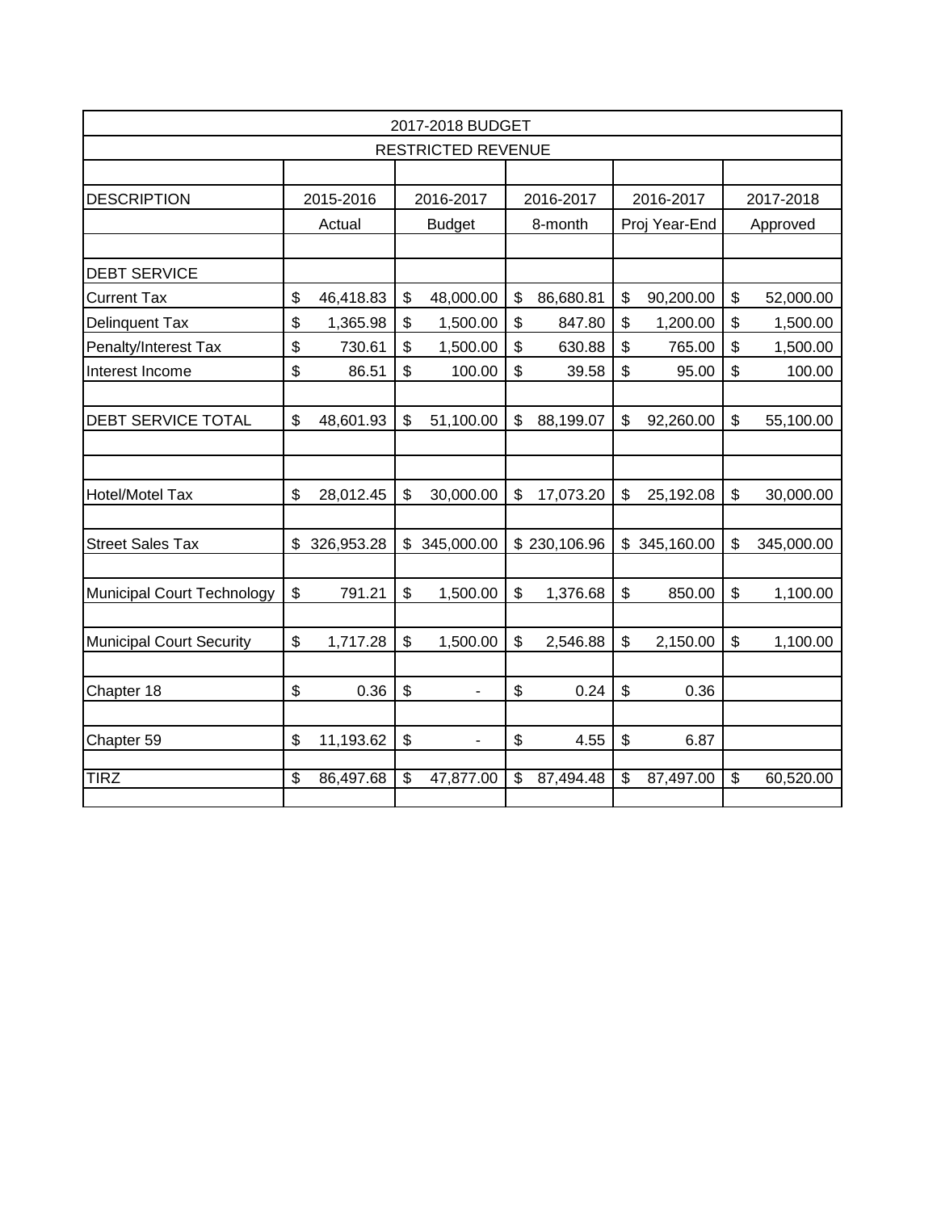| 2017-2018 BUDGET | | | | | |
|---|---|---|---|---|---|
| RESTRICTED REVENUE | | | | | |
| | | | | | |
| DESCRIPTION | 2015-2016 | 2016-2017 | 2016-2017 | 2016-2017 | 2017-2018 |
| | Actual | Budget | 8-month | Proj Year-End | Approved |
| | | | | | |
| DEBT SERVICE | | | | | |
| Current Tax | $ 46,418.83 | $ 48,000.00 | $ 86,680.81 | $ 90,200.00 | $ 52,000.00 |
| Delinquent Tax | $ 1,365.98 | $ 1,500.00 | $ 847.80 | $ 1,200.00 | $ 1,500.00 |
| Penalty/Interest Tax | $ 730.61 | $ 1,500.00 | $ 630.88 | $ 765.00 | $ 1,500.00 |
| Interest Income | $ 86.51 | $ 100.00 | $ 39.58 | $ 95.00 | $ 100.00 |
| | | | | | |
| DEBT SERVICE TOTAL | $ 48,601.93 | $ 51,100.00 | $ 88,199.07 | $ 92,260.00 | $ 55,100.00 |
| | | | | | |
| | | | | | |
| Hotel/Motel Tax | $ 28,012.45 | $ 30,000.00 | $ 17,073.20 | $ 25,192.08 | $ 30,000.00 |
| | | | | | |
| Street Sales Tax | $ 326,953.28 | $ 345,000.00 | $ 230,106.96 | $ 345,160.00 | $ 345,000.00 |
| | | | | | |
| Municipal Court Technology | $ 791.21 | $ 1,500.00 | $ 1,376.68 | $ 850.00 | $ 1,100.00 |
| | | | | | |
| Municipal Court Security | $ 1,717.28 | $ 1,500.00 | $ 2,546.88 | $ 2,150.00 | $ 1,100.00 |
| | | | | | |
| Chapter 18 | $ 0.36 | $ - | $ 0.24 | $ 0.36 | |
| | | | | | |
| Chapter 59 | $ 11,193.62 | $ - | $ 4.55 | $ 6.87 | |
| | | | | | |
| TIRZ | $ 86,497.68 | $ 47,877.00 | $ 87,494.48 | $ 87,497.00 | $ 60,520.00 |
| | | | | | |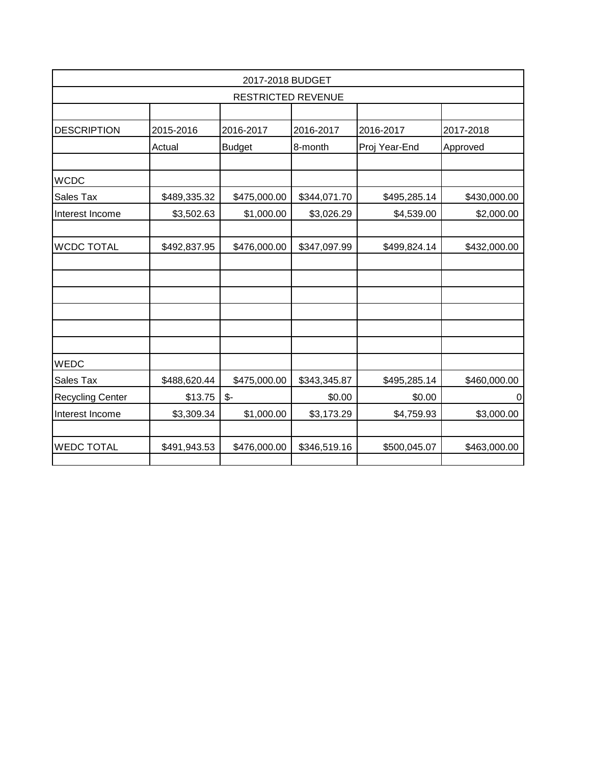| 2017-2018 BUDGET | | | | | |
|---|---|---|---|---|---|
| RESTRICTED REVENUE | | | | | |
| | | | | | |
| DESCRIPTION | 2015-2016 | 2016-2017 | 2016-2017 | 2016-2017 | 2017-2018 |
| | Actual | Budget | 8-month | Proj Year-End | Approved |
| | | | | | |
| WCDC | | | | | |
| Sales Tax | $489,335.32 | $475,000.00 | $344,071.70 | $495,285.14 | $430,000.00 |
| Interest Income | $3,502.63 | $1,000.00 | $3,026.29 | $4,539.00 | $2,000.00 |
| | | | | | |
| WCDC TOTAL | $492,837.95 | $476,000.00 | $347,097.99 | $499,824.14 | $432,000.00 |
| | | | | | |
| | | | | | |
| | | | | | |
| | | | | | |
| | | | | | |
| | | | | | |
| WEDC | | | | | |
| Sales Tax | $488,620.44 | $475,000.00 | $343,345.87 | $495,285.14 | $460,000.00 |
| Recycling Center | $13.75 | $- | $0.00 | $0.00 | 0 |
| Interest Income | $3,309.34 | $1,000.00 | $3,173.29 | $4,759.93 | $3,000.00 |
| | | | | | |
| WEDC TOTAL | $491,943.53 | $476,000.00 | $346,519.16 | $500,045.07 | $463,000.00 |
| | | | | | |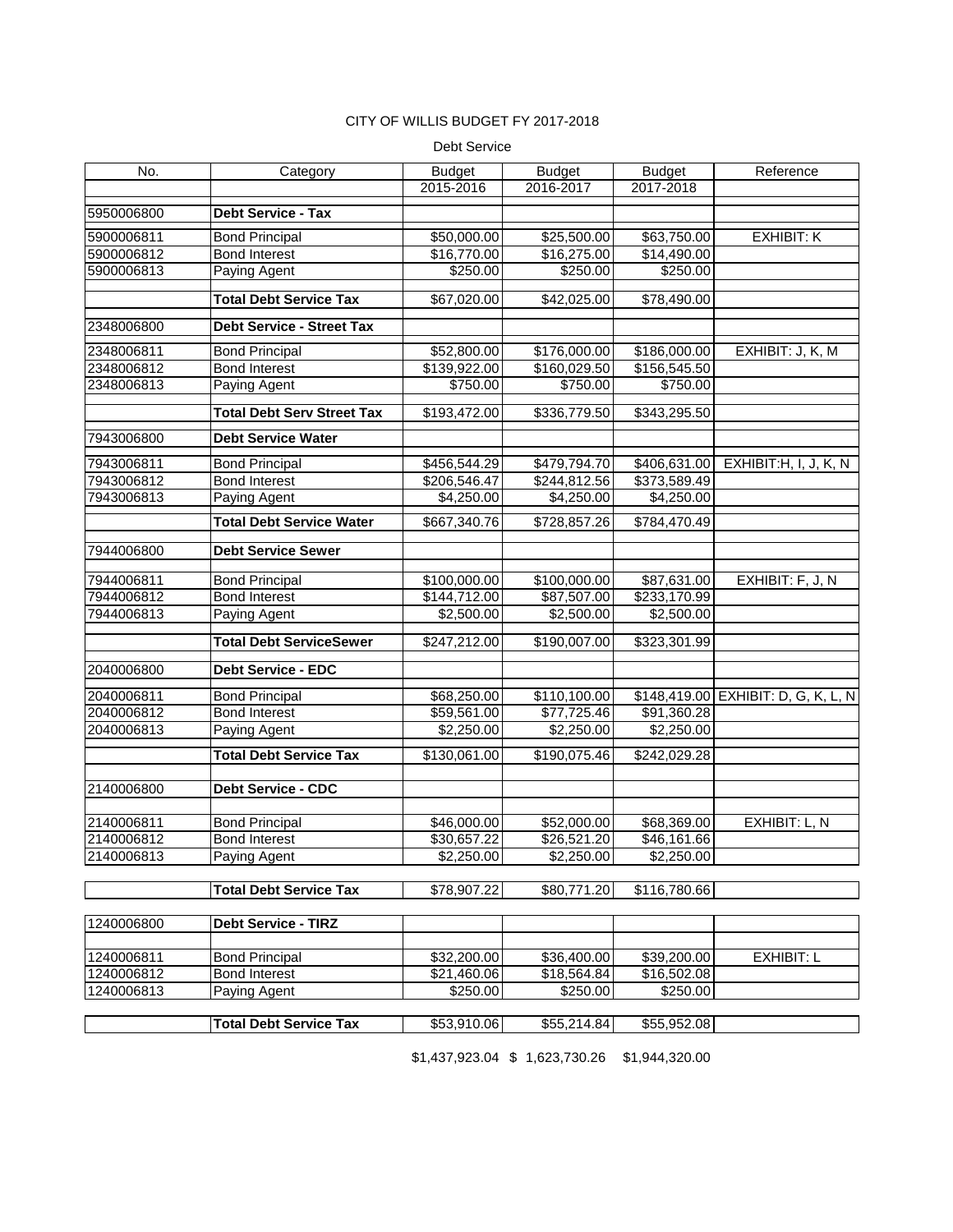CITY OF WILLIS BUDGET FY 2017-2018

Debt Service

| No. | Category | Budget 2015-2016 | Budget 2016-2017 | Budget 2017-2018 | Reference |
|---|---|---|---|---|---|
| 5950006800 | **Debt Service - Tax** | | | | |
| 5900006811 | Bond Principal | $50,000.00 | $25,500.00 | $63,750.00 | EXHIBIT: K |
| 5900006812 | Bond Interest | $16,770.00 | $16,275.00 | $14,490.00 | |
| 5900006813 | Paying Agent | $250.00 | $250.00 | $250.00 | |
| | **Total Debt Service Tax** | $67,020.00 | $42,025.00 | $78,490.00 | |
| 2348006800 | **Debt Service - Street Tax** | | | | |
| 2348006811 | Bond Principal | $52,800.00 | $176,000.00 | $186,000.00 | EXHIBIT: J, K, M |
| 2348006812 | Bond Interest | $139,922.00 | $160,029.50 | $156,545.50 | |
| 2348006813 | Paying Agent | $750.00 | $750.00 | $750.00 | |
| | **Total Debt Serv Street Tax** | $193,472.00 | $336,779.50 | $343,295.50 | |
| 7943006800 | **Debt Service Water** | | | | |
| 7943006811 | Bond Principal | $456,544.29 | $479,794.70 | $406,631.00 | EXHIBIT:H, I, J, K, N |
| 7943006812 | Bond Interest | $206,546.47 | $244,812.56 | $373,589.49 | |
| 7943006813 | Paying Agent | $4,250.00 | $4,250.00 | $4,250.00 | |
| | **Total Debt Service Water** | $667,340.76 | $728,857.26 | $784,470.49 | |
| 7944006800 | **Debt Service Sewer** | | | | |
| 7944006811 | Bond Principal | $100,000.00 | $100,000.00 | $87,631.00 | EXHIBIT: F, J, N |
| 7944006812 | Bond Interest | $144,712.00 | $87,507.00 | $233,170.99 | |
| 7944006813 | Paying Agent | $2,500.00 | $2,500.00 | $2,500.00 | |
| | **Total Debt ServiceSewer** | $247,212.00 | $190,007.00 | $323,301.99 | |
| 2040006800 | **Debt Service - EDC** | | | | |
| 2040006811 | Bond Principal | $68,250.00 | $110,100.00 | $148,419.00 | EXHIBIT: D, G, K, L, N |
| 2040006812 | Bond Interest | $59,561.00 | $77,725.46 | $91,360.28 | |
| 2040006813 | Paying Agent | $2,250.00 | $2,250.00 | $2,250.00 | |
| | **Total Debt Service Tax** | $130,061.00 | $190,075.46 | $242,029.28 | |
| 2140006800 | **Debt Service - CDC** | | | | |
| 2140006811 | Bond Principal | $46,000.00 | $52,000.00 | $68,369.00 | EXHIBIT: L, N |
| 2140006812 | Bond Interest | $30,657.22 | $26,521.20 | $46,161.66 | |
| 2140006813 | Paying Agent | $2,250.00 | $2,250.00 | $2,250.00 | |
| | **Total Debt Service Tax** | $78,907.22 | $80,771.20 | $116,780.66 | |
| 1240006800 | **Debt Service - TIRZ** | | | | |
| 1240006811 | Bond Principal | $32,200.00 | $36,400.00 | $39,200.00 | EXHIBIT: L |
| 1240006812 | Bond Interest | $21,460.06 | $18,564.84 | $16,502.08 | |
| 1240006813 | Paying Agent | $250.00 | $250.00 | $250.00 | |
| | **Total Debt Service Tax** | $53,910.06 | $55,214.84 | $55,952.08 | |
| | | $1,437,923.04 | $ 1,623,730.26 | $1,944,320.00 | |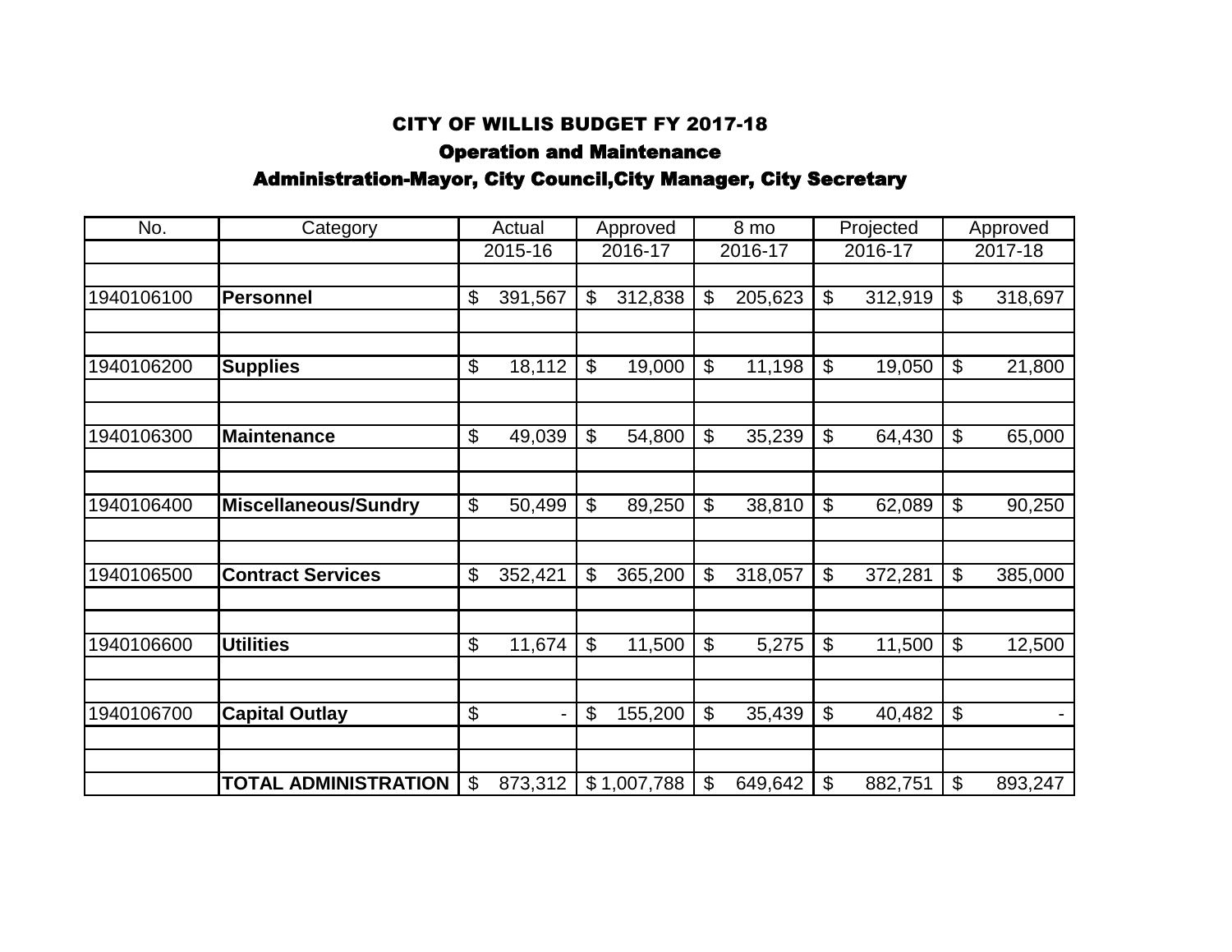# CITY OF WILLIS BUDGET FY 2017-18

## Operation and Maintenance

## Administration-Mayor, City Council,City Manager, City Secretary

| No. | Category | Actual 2015-16 | Approved 2016-17 | 8 mo 2016-17 | Projected 2016-17 | Approved 2017-18 |
|---|---|---|---|---|---|---|
| 1940106100 | **Personnel** | $ 391,567 | $ 312,838 | $ 205,623 | $ 312,919 | $ 318,697 |
| 1940106200 | **Supplies** | $ 18,112 | $ 19,000 | $ 11,198 | $ 19,050 | $ 21,800 |
| 1940106300 | **Maintenance** | $ 49,039 | $ 54,800 | $ 35,239 | $ 64,430 | $ 65,000 |
| 1940106400 | **Miscellaneous/Sundry** | $ 50,499 | $ 89,250 | $ 38,810 | $ 62,089 | $ 90,250 |
| 1940106500 | **Contract Services** | $ 352,421 | $ 365,200 | $ 318,057 | $ 372,281 | $ 385,000 |
| 1940106600 | **Utilities** | $ 11,674 | $ 11,500 | $ 5,275 | $ 11,500 | $ 12,500 |
| 1940106700 | **Capital Outlay** | $ - | $ 155,200 | $ 35,439 | $ 40,482 | $ - |
| | **TOTAL ADMINISTRATION** | $ 873,312 | $ 1,007,788 | $ 649,642 | $ 882,751 | $ 893,247 |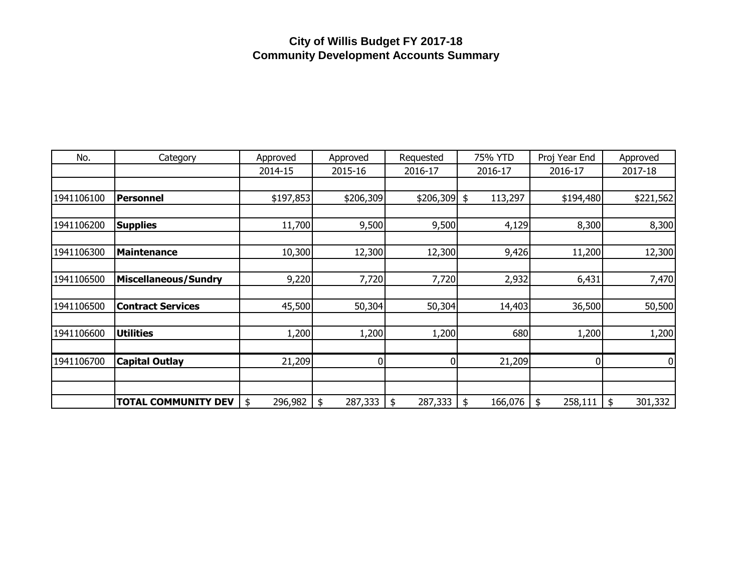# City of Willis Budget FY 2017-18
## Community Development Accounts Summary

| No. | Category | Approved 2014-15 | Approved 2015-16 | Requested 2016-17 | 75% YTD 2016-17 | Proj Year End 2016-17 | Approved 2017-18 |
|---|---|---|---|---|---|---|---|
| 1941106100 | **Personnel** | $197,853 | $206,309 | $206,309 | $ 113,297 | $194,480 | $221,562 |
| 1941106200 | **Supplies** | 11,700 | 9,500 | 9,500 | 4,129 | 8,300 | 8,300 |
| 1941106300 | **Maintenance** | 10,300 | 12,300 | 12,300 | 9,426 | 11,200 | 12,300 |
| 1941106500 | **Miscellaneous/Sundry** | 9,220 | 7,720 | 7,720 | 2,932 | 6,431 | 7,470 |
| 1941106500 | **Contract Services** | 45,500 | 50,304 | 50,304 | 14,403 | 36,500 | 50,500 |
| 1941106600 | **Utilities** | 1,200 | 1,200 | 1,200 | 680 | 1,200 | 1,200 |
| 1941106700 | **Capital Outlay** | 21,209 | 0 | 0 | 21,209 | 0 | 0 |
| | **TOTAL COMMUNITY DEV** | $ 296,982 | $ 287,333 | $ 287,333 | $ 166,076 | $ 258,111 | $ 301,332 |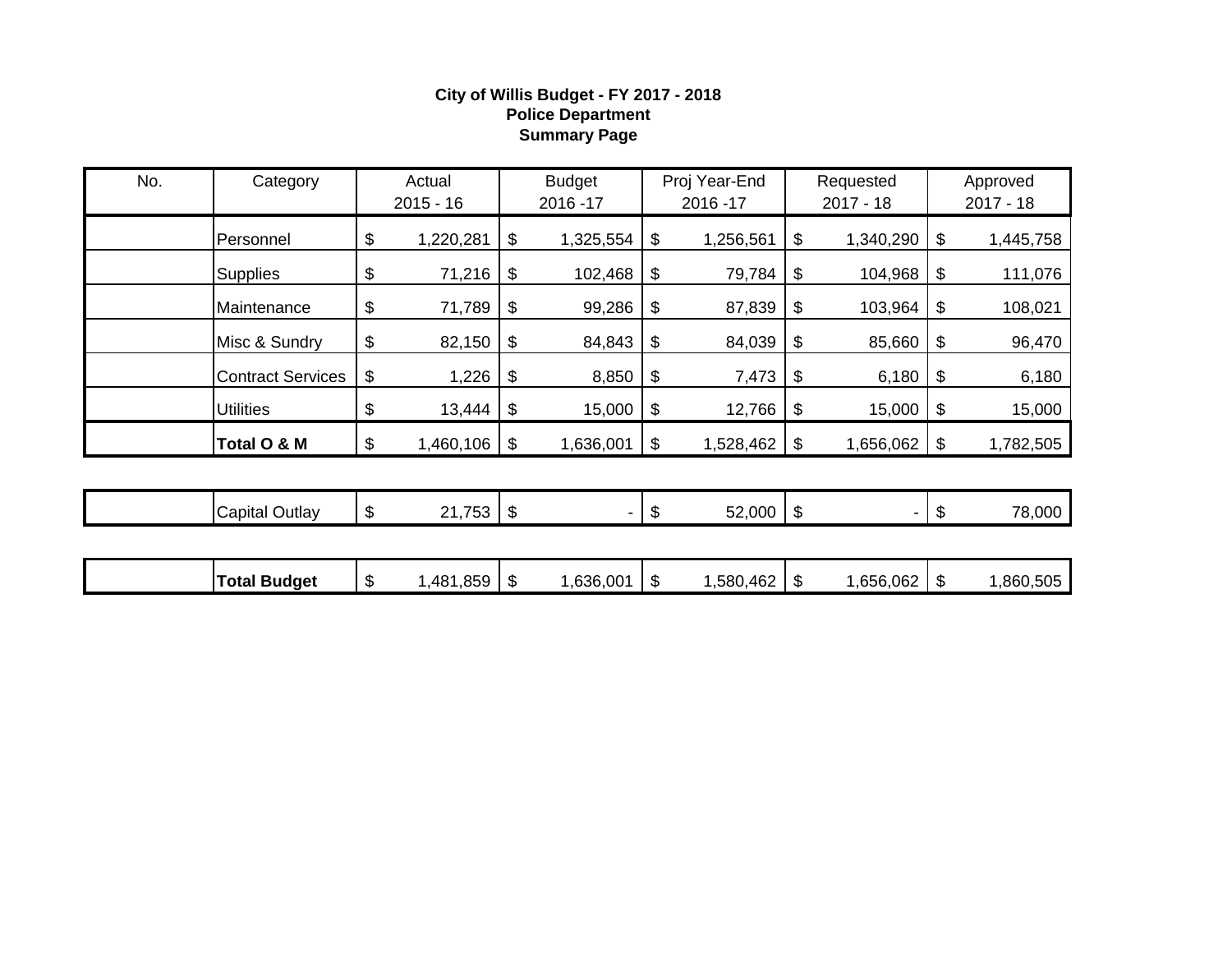**City of Willis Budget - FY 2017 - 2018**
**Police Department**
**Summary Page**

| No. | Category | Actual 2015 - 16 | Budget 2016 -17 | Proj Year-End 2016 -17 | Requested 2017 - 18 | Approved 2017 - 18 |
|---|---|---|---|---|---|---|
| | Personnel | $ 1,220,281 | $ 1,325,554 | $ 1,256,561 | $ 1,340,290 | $ 1,445,758 |
| | Supplies | $ 71,216 | $ 102,468 | $ 79,784 | $ 104,968 | $ 111,076 |
| | Maintenance | $ 71,789 | $ 99,286 | $ 87,839 | $ 103,964 | $ 108,021 |
| | Misc & Sundry | $ 82,150 | $ 84,843 | $ 84,039 | $ 85,660 | $ 96,470 |
| | Contract Services | $ 1,226 | $ 8,850 | $ 7,473 | $ 6,180 | $ 6,180 |
| | Utilities | $ 13,444 | $ 15,000 | $ 12,766 | $ 15,000 | $ 15,000 |
| | **Total O & M** | $ 1,460,106 | $ 1,636,001 | $ 1,528,462 | $ 1,656,062 | $ 1,782,505 |
| | Capital Outlay | $ 21,753 | $ - | $ 52,000 | $ - | $ 78,000 |
| | **Total Budget** | $ 1,481,859 | $ 1,636,001 | $ 1,580,462 | $ 1,656,062 | $ 1,860,505 |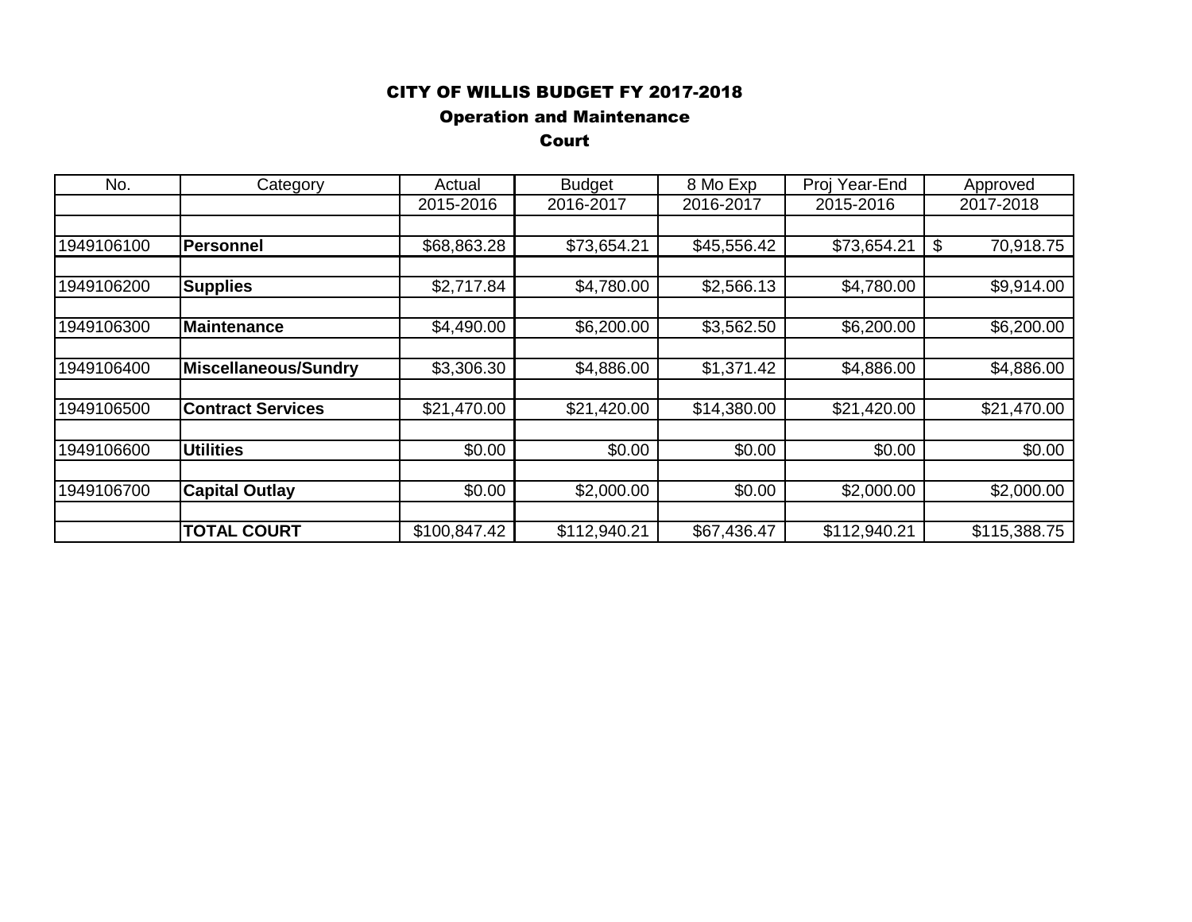# CITY OF WILLIS BUDGET FY 2017-2018

## Operation and Maintenance

## Court

| No. | Category | Actual | Budget | 8 Mo Exp | Proj Year-End | Approved |
|---|---|---|---|---|---|---|
| | | 2015-2016 | 2016-2017 | 2016-2017 | 2015-2016 | 2017-2018 |
| | | | | | | |
| 1949106100 | **Personnel** | $68,863.28 | $73,654.21 | $45,556.42 | $73,654.21 | $ 70,918.75 |
| | | | | | | |
| 1949106200 | **Supplies** | $2,717.84 | $4,780.00 | $2,566.13 | $4,780.00 | $9,914.00 |
| | | | | | | |
| 1949106300 | **Maintenance** | $4,490.00 | $6,200.00 | $3,562.50 | $6,200.00 | $6,200.00 |
| | | | | | | |
| 1949106400 | **Miscellaneous/Sundry** | $3,306.30 | $4,886.00 | $1,371.42 | $4,886.00 | $4,886.00 |
| | | | | | | |
| 1949106500 | **Contract Services** | $21,470.00 | $21,420.00 | $14,380.00 | $21,420.00 | $21,470.00 |
| | | | | | | |
| 1949106600 | **Utilities** | $0.00 | $0.00 | $0.00 | $0.00 | $0.00 |
| | | | | | | |
| 1949106700 | **Capital Outlay** | $0.00 | $2,000.00 | $0.00 | $2,000.00 | $2,000.00 |
| | | | | | | |
| | **TOTAL COURT** | $100,847.42 | $112,940.21 | $67,436.47 | $112,940.21 | $115,388.75 |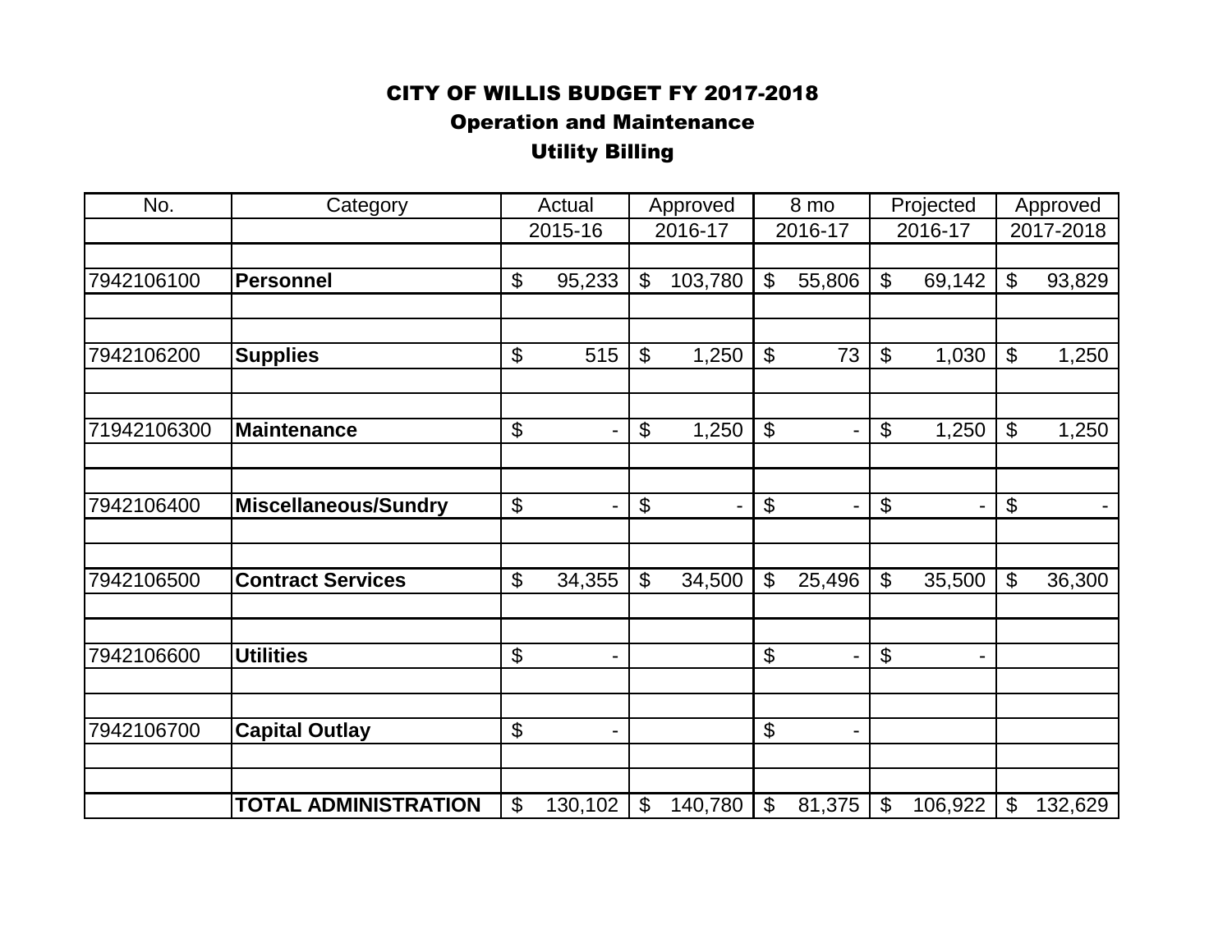# CITY OF WILLIS BUDGET FY 2017-2018

## Operation and Maintenance

## Utility Billing

| No. | Category | Actual | Approved | 8 mo | Projected | Approved |
|---|---|---|---|---|---|---|
| | | 2015-16 | 2016-17 | 2016-17 | 2016-17 | 2017-2018 |
| 7942106100 | **Personnel** | $ 95,233 | $ 103,780 | $ 55,806 | $ 69,142 | $ 93,829 |
| 7942106200 | **Supplies** | $ 515 | $ 1,250 | $ 73 | $ 1,030 | $ 1,250 |
| 71942106300 | **Maintenance** | $ - | $ 1,250 | $ - | $ 1,250 | $ 1,250 |
| 7942106400 | **Miscellaneous/Sundry** | $ - | $ - | $ - | $ - | $ - |
| 7942106500 | **Contract Services** | $ 34,355 | $ 34,500 | $ 25,496 | $ 35,500 | $ 36,300 |
| 7942106600 | **Utilities** | $ - | | $ - | $ - | |
| 7942106700 | **Capital Outlay** | $ - | | $ - | | |
| | **TOTAL ADMINISTRATION** | $ 130,102 | $ 140,780 | $ 81,375 | $ 106,922 | $ 132,629 |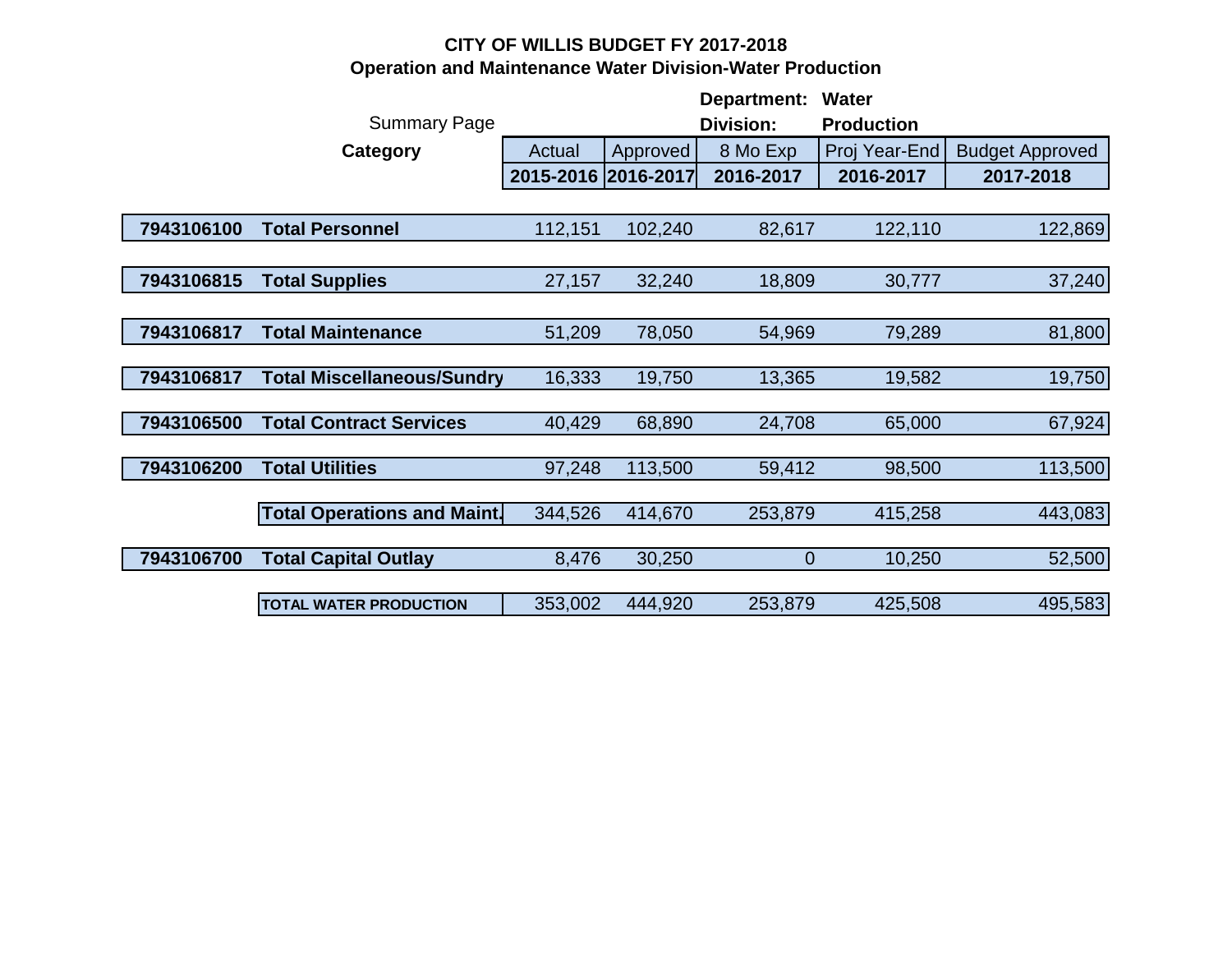# CITY OF WILLIS BUDGET FY 2017-2018

## Operation and Maintenance Water Division-Water Production

**Department:** Water
**Division:** Production

Summary Page

| | **Category** | Actual 2015-2016 | Approved 2016-2017 | 8 Mo Exp 2016-2017 | Proj Year-End 2016-2017 | Budget Approved 2017-2018 |
|---|---|---|---|---|---|---|
| **7943106100** | **Total Personnel** | 112,151 | 102,240 | 82,617 | 122,110 | 122,869 |
| **7943106815** | **Total Supplies** | 27,157 | 32,240 | 18,809 | 30,777 | 37,240 |
| **7943106817** | **Total Maintenance** | 51,209 | 78,050 | 54,969 | 79,289 | 81,800 |
| **7943106817** | **Total Miscellaneous/Sundry** | 16,333 | 19,750 | 13,365 | 19,582 | 19,750 |
| **7943106500** | **Total Contract Services** | 40,429 | 68,890 | 24,708 | 65,000 | 67,924 |
| **7943106200** | **Total Utilities** | 97,248 | 113,500 | 59,412 | 98,500 | 113,500 |
| | **Total Operations and Maint.** | 344,526 | 414,670 | 253,879 | 415,258 | 443,083 |
| **7943106700** | **Total Capital Outlay** | 8,476 | 30,250 | 0 | 10,250 | 52,500 |
| | **TOTAL WATER PRODUCTION** | 353,002 | 444,920 | 253,879 | 425,508 | 495,583 |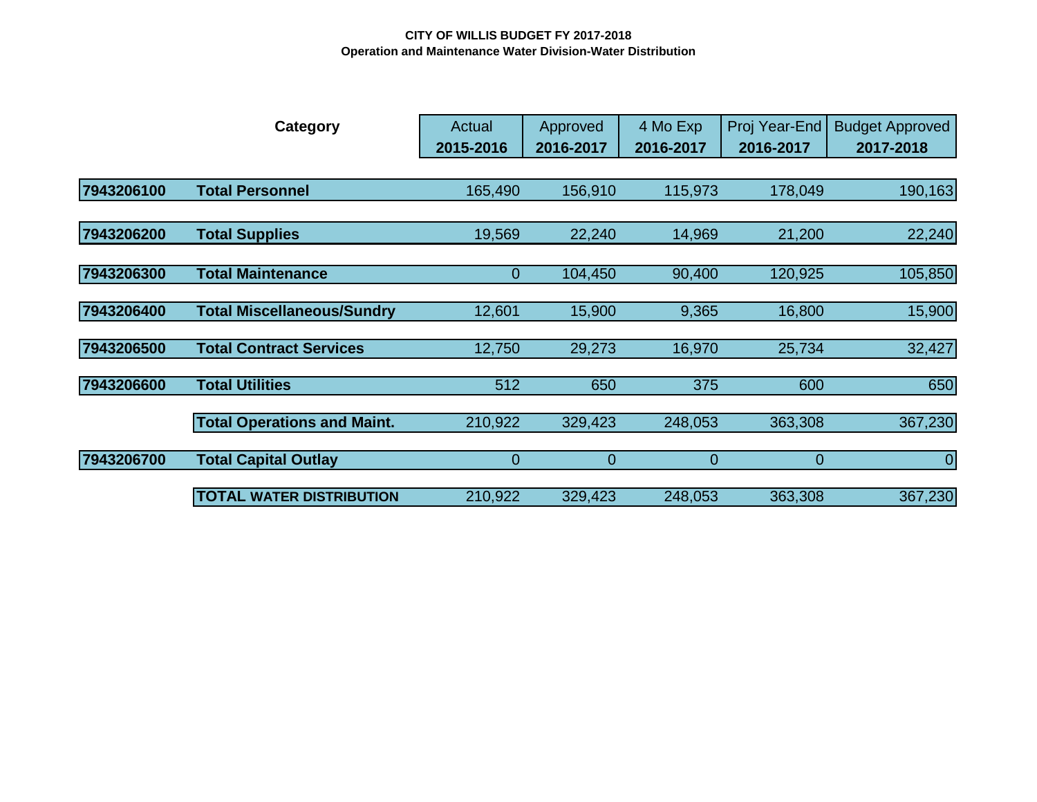**CITY OF WILLIS BUDGET FY 2017-2018**
**Operation and Maintenance Water Division-Water Distribution**

| | Category | Actual 2015-2016 | Approved 2016-2017 | 4 Mo Exp 2016-2017 | Proj Year-End 2016-2017 | Budget Approved 2017-2018 |
|---|---|---|---|---|---|---|
| 7943206100 | **Total Personnel** | 165,490 | 156,910 | 115,973 | 178,049 | 190,163 |
| 7943206200 | **Total Supplies** | 19,569 | 22,240 | 14,969 | 21,200 | 22,240 |
| 7943206300 | **Total Maintenance** | 0 | 104,450 | 90,400 | 120,925 | 105,850 |
| 7943206400 | **Total Miscellaneous/Sundry** | 12,601 | 15,900 | 9,365 | 16,800 | 15,900 |
| 7943206500 | **Total Contract Services** | 12,750 | 29,273 | 16,970 | 25,734 | 32,427 |
| 7943206600 | **Total Utilities** | 512 | 650 | 375 | 600 | 650 |
| | **Total Operations and Maint.** | 210,922 | 329,423 | 248,053 | 363,308 | 367,230 |
| 7943206700 | **Total Capital Outlay** | 0 | 0 | 0 | 0 | 0 |
| | **TOTAL WATER DISTRIBUTION** | 210,922 | 329,423 | 248,053 | 363,308 | 367,230 |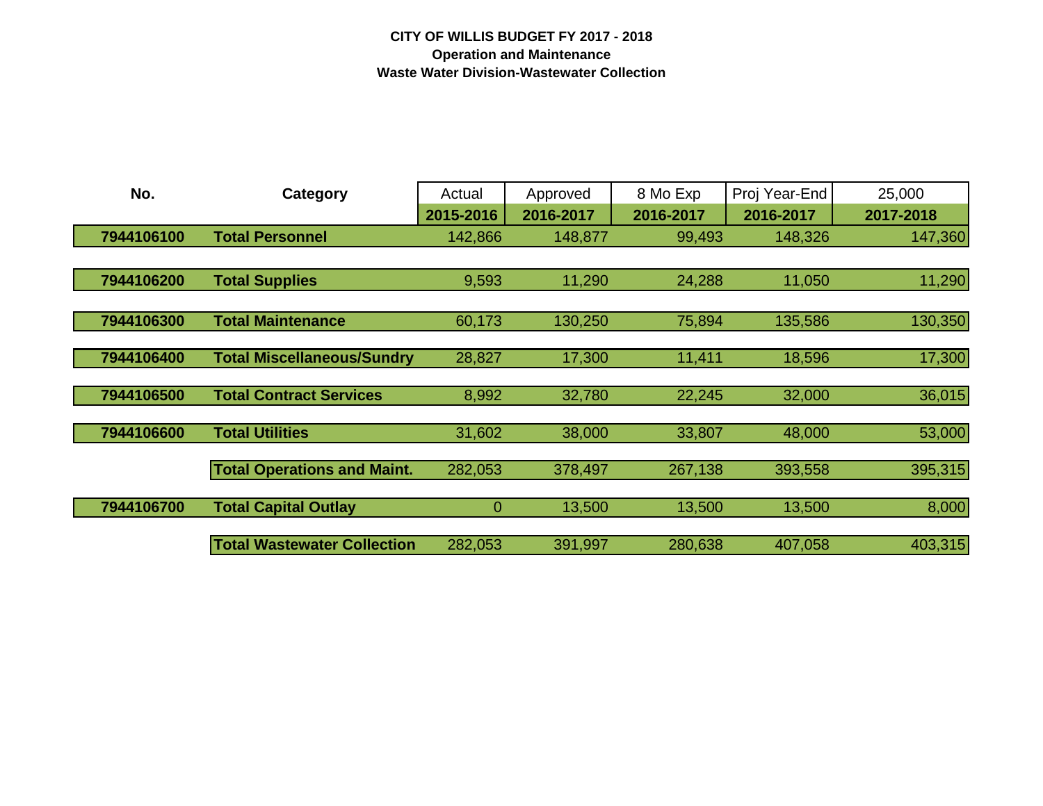**CITY OF WILLIS BUDGET FY 2017 - 2018**

**Operation and Maintenance**

**Waste Water Division-Wastewater Collection**

| No. | Category | Actual | Approved | 8 Mo Exp | Proj Year-End | 25,000 |
|---|---|---|---|---|---|---|
| | | **2015-2016** | **2016-2017** | **2016-2017** | **2016-2017** | **2017-2018** |
| **7944106100** | **Total Personnel** | 142,866 | 148,877 | 99,493 | 148,326 | 147,360 |
| **7944106200** | **Total Supplies** | 9,593 | 11,290 | 24,288 | 11,050 | 11,290 |
| **7944106300** | **Total Maintenance** | 60,173 | 130,250 | 75,894 | 135,586 | 130,350 |
| **7944106400** | **Total Miscellaneous/Sundry** | 28,827 | 17,300 | 11,411 | 18,596 | 17,300 |
| **7944106500** | **Total Contract Services** | 8,992 | 32,780 | 22,245 | 32,000 | 36,015 |
| **7944106600** | **Total Utilities** | 31,602 | 38,000 | 33,807 | 48,000 | 53,000 |
| | **Total Operations and Maint.** | 282,053 | 378,497 | 267,138 | 393,558 | 395,315 |
| **7944106700** | **Total Capital Outlay** | 0 | 13,500 | 13,500 | 13,500 | 8,000 |
| | **Total Wastewater Collection** | 282,053 | 391,997 | 280,638 | 407,058 | 403,315 |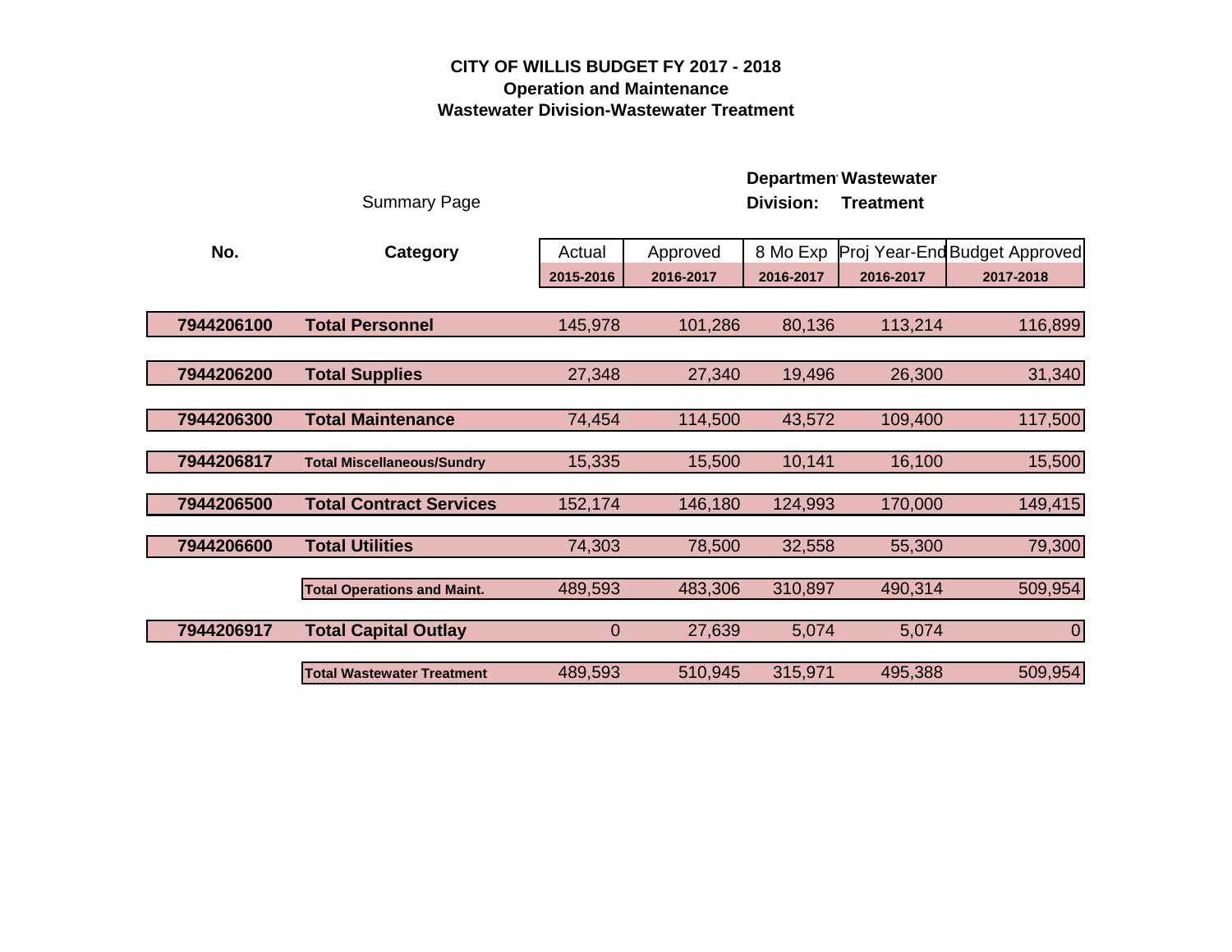# CITY OF WILLIS BUDGET FY 2017 - 2018
## Operation and Maintenance
## Wastewater Division-Wastewater Treatment

**Department:** Wastewater
**Division:** Treatment

Summary Page

| No. | Category | Actual 2015-2016 | Approved 2016-2017 | 8 Mo Exp 2016-2017 | Proj Year-End 2016-2017 | Budget Approved 2017-2018 |
|---|---|---|---|---|---|---|
| 7944206100 | **Total Personnel** | 145,978 | 101,286 | 80,136 | 113,214 | 116,899 |
| 7944206200 | **Total Supplies** | 27,348 | 27,340 | 19,496 | 26,300 | 31,340 |
| 7944206300 | **Total Maintenance** | 74,454 | 114,500 | 43,572 | 109,400 | 117,500 |
| 7944206817 | **Total Miscellaneous/Sundry** | 15,335 | 15,500 | 10,141 | 16,100 | 15,500 |
| 7944206500 | **Total Contract Services** | 152,174 | 146,180 | 124,993 | 170,000 | 149,415 |
| 7944206600 | **Total Utilities** | 74,303 | 78,500 | 32,558 | 55,300 | 79,300 |
| | **Total Operations and Maint.** | 489,593 | 483,306 | 310,897 | 490,314 | 509,954 |
| 7944206917 | **Total Capital Outlay** | 0 | 27,639 | 5,074 | 5,074 | 0 |
| | **Total Wastewater Treatment** | 489,593 | 510,945 | 315,971 | 495,388 | 509,954 |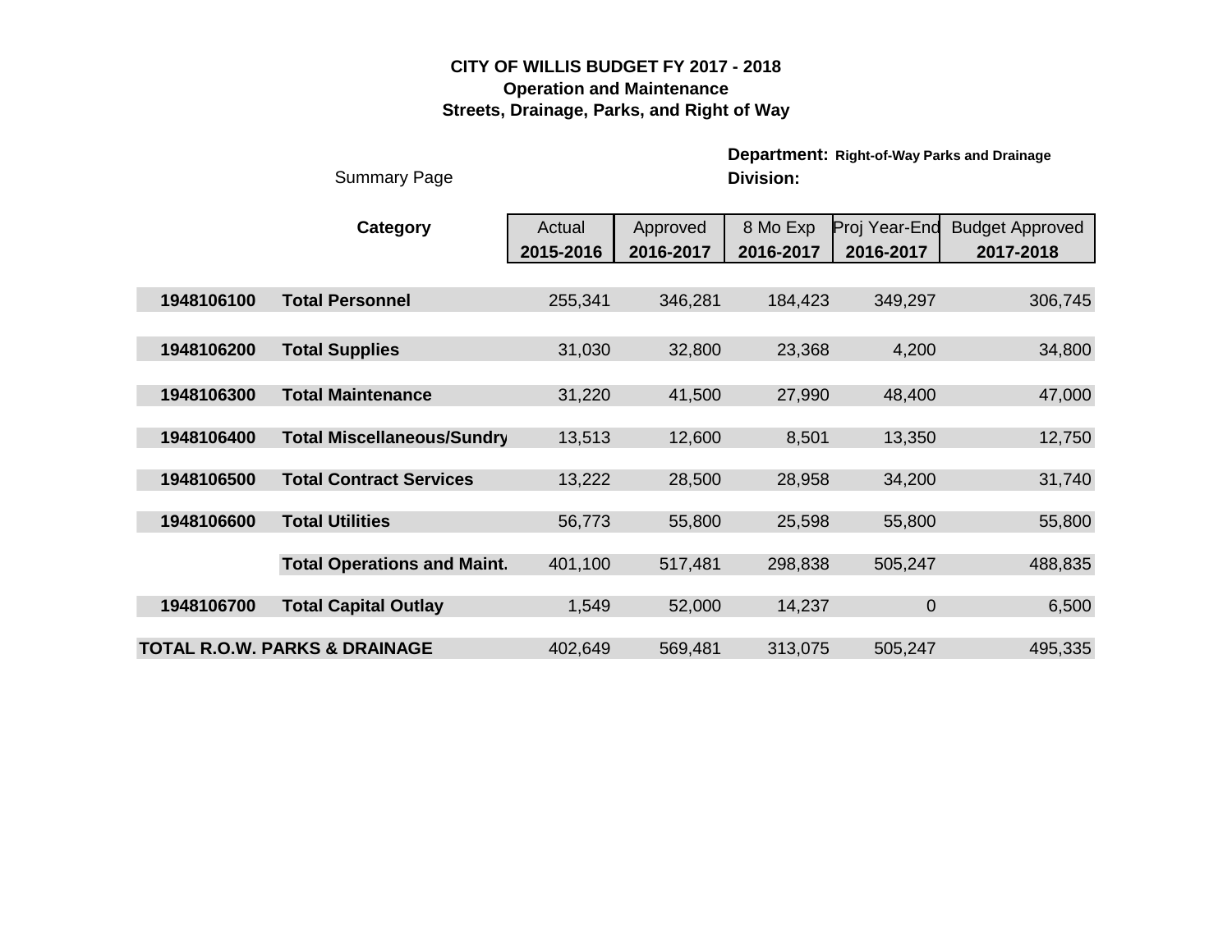### CITY OF WILLIS BUDGET FY 2017 - 2018
### Operation and Maintenance
### Streets, Drainage, Parks, and Right of Way

**Department:** **Right-of-Way Parks and Drainage**

Summary Page

**Division:**

| | Category | Actual 2015-2016 | Approved 2016-2017 | 8 Mo Exp 2016-2017 | Proj Year-End 2016-2017 | Budget Approved 2017-2018 |
|---|---|---|---|---|---|---|
| **1948106100** | **Total Personnel** | 255,341 | 346,281 | 184,423 | 349,297 | 306,745 |
| **1948106200** | **Total Supplies** | 31,030 | 32,800 | 23,368 | 4,200 | 34,800 |
| **1948106300** | **Total Maintenance** | 31,220 | 41,500 | 27,990 | 48,400 | 47,000 |
| **1948106400** | **Total Miscellaneous/Sundry** | 13,513 | 12,600 | 8,501 | 13,350 | 12,750 |
| **1948106500** | **Total Contract Services** | 13,222 | 28,500 | 28,958 | 34,200 | 31,740 |
| **1948106600** | **Total Utilities** | 56,773 | 55,800 | 25,598 | 55,800 | 55,800 |
| | **Total Operations and Maint.** | 401,100 | 517,481 | 298,838 | 505,247 | 488,835 |
| **1948106700** | **Total Capital Outlay** | 1,549 | 52,000 | 14,237 | 0 | 6,500 |
| **TOTAL R.O.W. PARKS & DRAINAGE** | | 402,649 | 569,481 | 313,075 | 505,247 | 495,335 |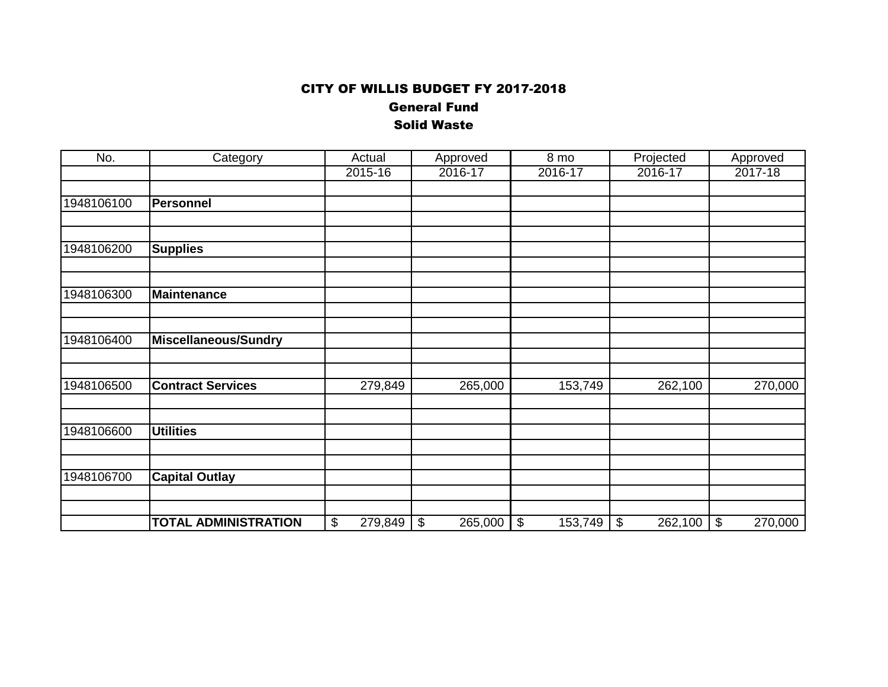# CITY OF WILLIS BUDGET FY 2017-2018

## General Fund

## Solid Waste

| No. | Category | Actual 2015-16 | Approved 2016-17 | 8 mo 2016-17 | Projected 2016-17 | Approved 2017-18 |
|---|---|---|---|---|---|---|
| | | | | | | |
| 1948106100 | **Personnel** | | | | | |
| | | | | | | |
| | | | | | | |
| 1948106200 | **Supplies** | | | | | |
| | | | | | | |
| | | | | | | |
| 1948106300 | **Maintenance** | | | | | |
| | | | | | | |
| | | | | | | |
| 1948106400 | **Miscellaneous/Sundry** | | | | | |
| | | | | | | |
| | | | | | | |
| 1948106500 | **Contract Services** | 279,849 | 265,000 | 153,749 | 262,100 | 270,000 |
| | | | | | | |
| | | | | | | |
| 1948106600 | **Utilities** | | | | | |
| | | | | | | |
| | | | | | | |
| 1948106700 | **Capital Outlay** | | | | | |
| | | | | | | |
| | | | | | | |
| | **TOTAL ADMINISTRATION** | $ 279,849 | $ 265,000 | $ 153,749 | $ 262,100 | $ 270,000 |